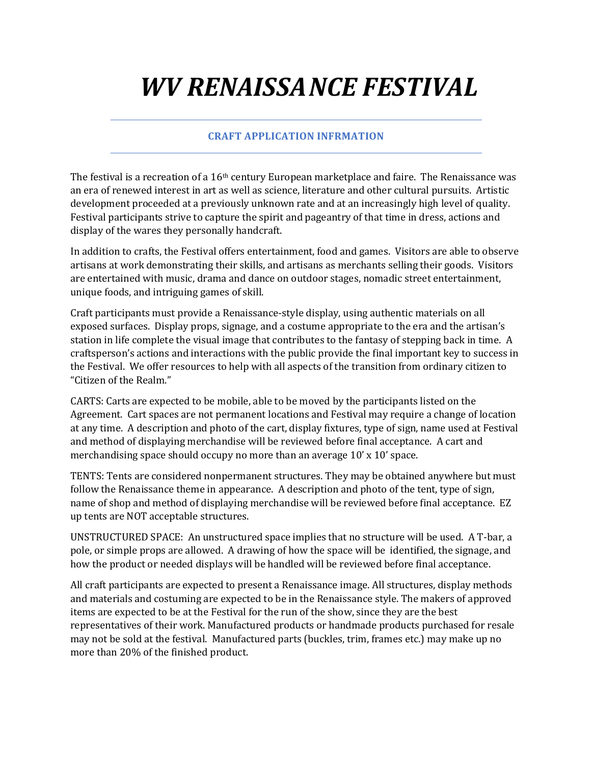# *WV RENAISSANCE FESTIVAL*

### CRAFT APPLICATION INFRMATION

The festival is a recreation of a 16th century European marketplace and faire. The Renaissance was an era of renewed interest in art as well as science, literature and other cultural pursuits. Artistic development proceeded at a previously unknown rate and at an increasingly high level of quality. Festival participants strive to capture the spirit and pageantry of that time in dress, actions and display of the wares they personally handcraft.

In addition to crafts, the Festival offers entertainment, food and games. Visitors are able to observe artisans at work demonstrating their skills, and artisans as merchants selling their goods. Visitors are entertained with music, drama and dance on outdoor stages, nomadic street entertainment, unique foods, and intriguing games of skill.

Craft participants must provide a Renaissance-style display, using authentic materials on all exposed surfaces. Display props, signage, and a costume appropriate to the era and the artisan's station in life complete the visual image that contributes to the fantasy of stepping back in time. A craftsperson's actions and interactions with the public provide the final important key to success in the Festival. We offer resources to help with all aspects of the transition from ordinary citizen to "Citizen of the Realm."

CARTS: Carts are expected to be mobile, able to be moved by the participants listed on the Agreement. Cart spaces are not permanent locations and Festival may require a change of location at any time. A description and photo of the cart, display fixtures, type of sign, name used at Festival and method of displaying merchandise will be reviewed before final acceptance. A cart and merchandising space should occupy no more than an average 10' x 10' space.

TENTS: Tents are considered nonpermanent structures. They may be obtained anywhere but must follow the Renaissance theme in appearance. A description and photo of the tent, type of sign, name of shop and method of displaying merchandise will be reviewed before final acceptance. EZ up tents are NOT acceptable structures.

UNSTRUCTURED SPACE: An unstructured space implies that no structure will be used. A T-bar, a pole, or simple props are allowed. A drawing of how the space will be identified, the signage, and how the product or needed displays will be handled will be reviewed before final acceptance.

All craft participants are expected to present a Renaissance image. All structures, display methods and materials and costuming are expected to be in the Renaissance style. The makers of approved items are expected to be at the Festival for the run of the show, since they are the best representatives of their work. Manufactured products or handmade products purchased for resale may not be sold at the festival. Manufactured parts (buckles, trim, frames etc.) may make up no more than 20% of the finished product.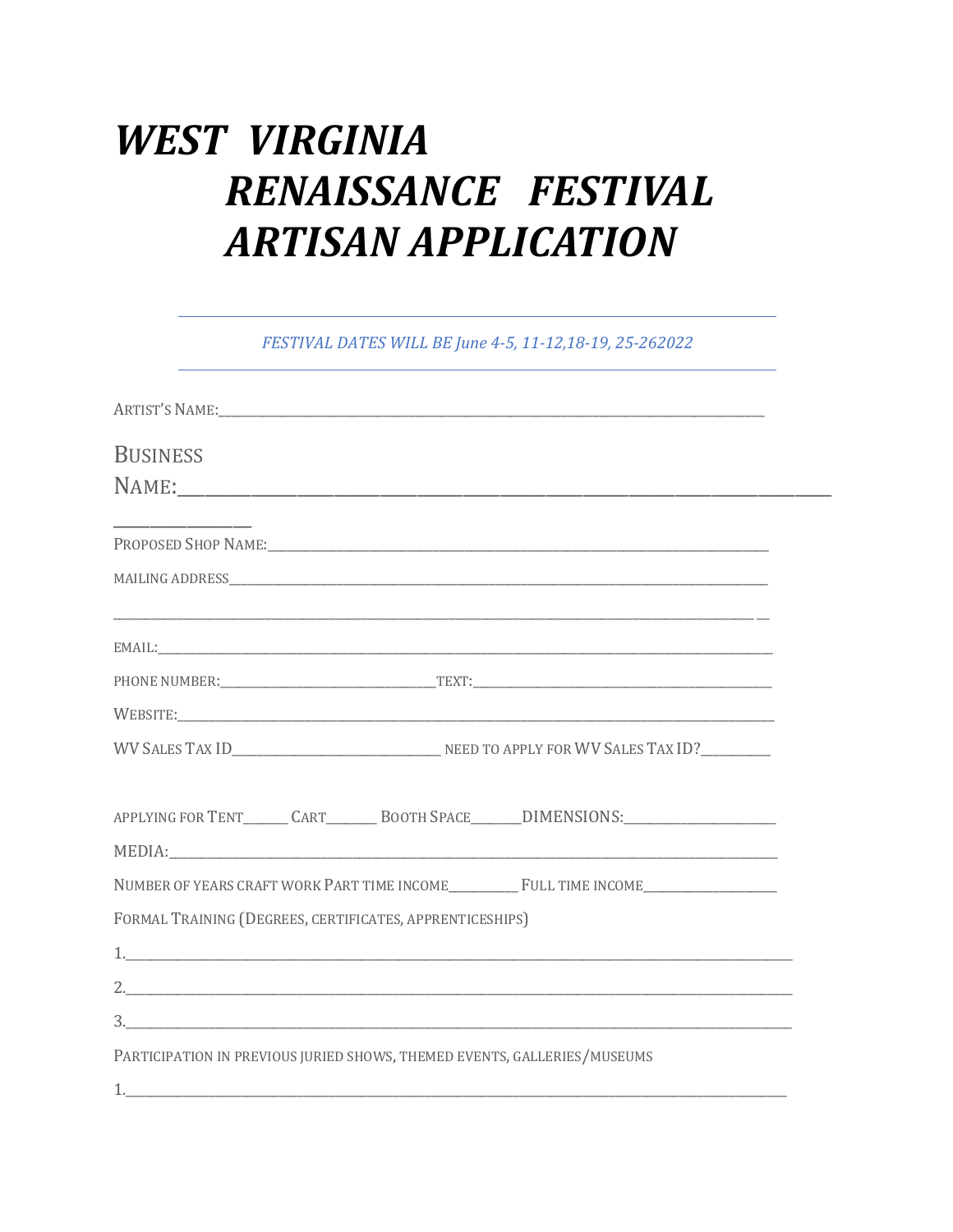# *WEST VIRGINIA RENAISSANCE FESTIVAL ARTISAN APPLICATION*

---

*FESTIVAL DATES WILL BE June 4-5, 11-12,18-19, 25-262022*

---

ARTIST'S NAME:_______________________________________________

BUSINESS NAME:_______________________________________________

PROPOSED SHOP NAME:_______________________________________________

MAILING ADDRESS_______________________________________________

_______________________________________________

EMAIL:_______________________________________________

PHONE NUMBER:____________________TEXT:____________________

WEBSITE:_______________________________________________

WV SALES TAX ID____________________ NEED TO APPLY FOR WV SALES TAX ID?__________

APPLYING FOR TENT______ CART______ BOOTH SPACE______DIMENSIONS:____________________

MEDIA:_______________________________________________

NUMBER OF YEARS CRAFT WORK PART TIME INCOME__________ FULL TIME INCOME__________

FORMAL TRAINING (DEGREES, CERTIFICATES, APPRENTICESHIPS)

1._______________________________________________

2._______________________________________________

3._______________________________________________

PARTICIPATION IN PREVIOUS JURIED SHOWS, THEMED EVENTS, GALLERIES/MUSEUMS

1._______________________________________________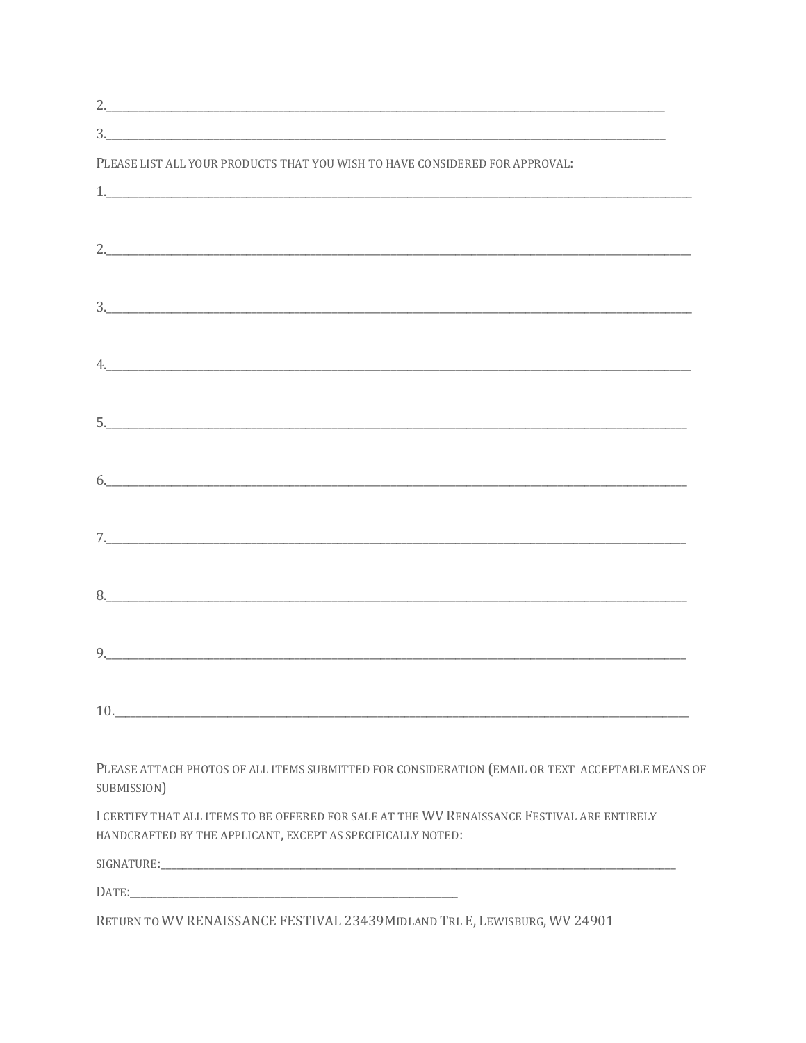2.\_\_\_\_\_\_\_\_\_\_\_\_\_\_\_\_\_\_\_\_\_\_\_\_\_\_\_\_\_\_\_\_\_\_\_\_\_\_\_\_\_\_\_\_\_\_\_\_\_\_\_\_\_\_\_\_\_\_\_\_\_\_\_\_

3.\_\_\_\_\_\_\_\_\_\_\_\_\_\_\_\_\_\_\_\_\_\_\_\_\_\_\_\_\_\_\_\_\_\_\_\_\_\_\_\_\_\_\_\_\_\_\_\_\_\_\_\_\_\_\_\_\_\_\_\_\_\_\_\_

PLEASE LIST ALL YOUR PRODUCTS THAT YOU WISH TO HAVE CONSIDERED FOR APPROVAL:

1.\_\_\_\_\_\_\_\_\_\_\_\_\_\_\_\_\_\_\_\_\_\_\_\_\_\_\_\_\_\_\_\_\_\_\_\_\_\_\_\_\_\_\_\_\_\_\_\_\_\_\_\_\_\_\_\_\_\_\_\_\_\_\_\_

2.\_\_\_\_\_\_\_\_\_\_\_\_\_\_\_\_\_\_\_\_\_\_\_\_\_\_\_\_\_\_\_\_\_\_\_\_\_\_\_\_\_\_\_\_\_\_\_\_\_\_\_\_\_\_\_\_\_\_\_\_\_\_\_\_

3.\_\_\_\_\_\_\_\_\_\_\_\_\_\_\_\_\_\_\_\_\_\_\_\_\_\_\_\_\_\_\_\_\_\_\_\_\_\_\_\_\_\_\_\_\_\_\_\_\_\_\_\_\_\_\_\_\_\_\_\_\_\_\_\_

4.\_\_\_\_\_\_\_\_\_\_\_\_\_\_\_\_\_\_\_\_\_\_\_\_\_\_\_\_\_\_\_\_\_\_\_\_\_\_\_\_\_\_\_\_\_\_\_\_\_\_\_\_\_\_\_\_\_\_\_\_\_\_\_\_

5.\_\_\_\_\_\_\_\_\_\_\_\_\_\_\_\_\_\_\_\_\_\_\_\_\_\_\_\_\_\_\_\_\_\_\_\_\_\_\_\_\_\_\_\_\_\_\_\_\_\_\_\_\_\_\_\_\_\_\_\_\_\_\_\_

6.\_\_\_\_\_\_\_\_\_\_\_\_\_\_\_\_\_\_\_\_\_\_\_\_\_\_\_\_\_\_\_\_\_\_\_\_\_\_\_\_\_\_\_\_\_\_\_\_\_\_\_\_\_\_\_\_\_\_\_\_\_\_\_\_

7.\_\_\_\_\_\_\_\_\_\_\_\_\_\_\_\_\_\_\_\_\_\_\_\_\_\_\_\_\_\_\_\_\_\_\_\_\_\_\_\_\_\_\_\_\_\_\_\_\_\_\_\_\_\_\_\_\_\_\_\_\_\_\_\_

8.\_\_\_\_\_\_\_\_\_\_\_\_\_\_\_\_\_\_\_\_\_\_\_\_\_\_\_\_\_\_\_\_\_\_\_\_\_\_\_\_\_\_\_\_\_\_\_\_\_\_\_\_\_\_\_\_\_\_\_\_\_\_\_\_

9.\_\_\_\_\_\_\_\_\_\_\_\_\_\_\_\_\_\_\_\_\_\_\_\_\_\_\_\_\_\_\_\_\_\_\_\_\_\_\_\_\_\_\_\_\_\_\_\_\_\_\_\_\_\_\_\_\_\_\_\_\_\_\_\_

10.\_\_\_\_\_\_\_\_\_\_\_\_\_\_\_\_\_\_\_\_\_\_\_\_\_\_\_\_\_\_\_\_\_\_\_\_\_\_\_\_\_\_\_\_\_\_\_\_\_\_\_\_\_\_\_\_\_\_\_\_\_\_\_

PLEASE ATTACH PHOTOS OF ALL ITEMS SUBMITTED FOR CONSIDERATION (EMAIL OR TEXT ACCEPTABLE MEANS OF SUBMISSION)

I CERTIFY THAT ALL ITEMS TO BE OFFERED FOR SALE AT THE WV RENAISSANCE FESTIVAL ARE ENTIRELY HANDCRAFTED BY THE APPLICANT, EXCEPT AS SPECIFICALLY NOTED:

SIGNATURE:\_\_\_\_\_\_\_\_\_\_\_\_\_\_\_\_\_\_\_\_\_\_\_\_\_\_\_\_\_\_\_\_\_\_\_\_\_\_\_\_\_\_\_\_\_\_\_\_\_\_\_\_\_\_\_\_\_\_

DATE:\_\_\_\_\_\_\_\_\_\_\_\_\_\_\_\_\_\_\_\_\_\_\_\_\_\_\_\_\_\_\_\_\_\_\_\_\_\_\_\_

RETURN TO WV RENAISSANCE FESTIVAL 23439MIDLAND TRL E, LEWISBURG, WV 24901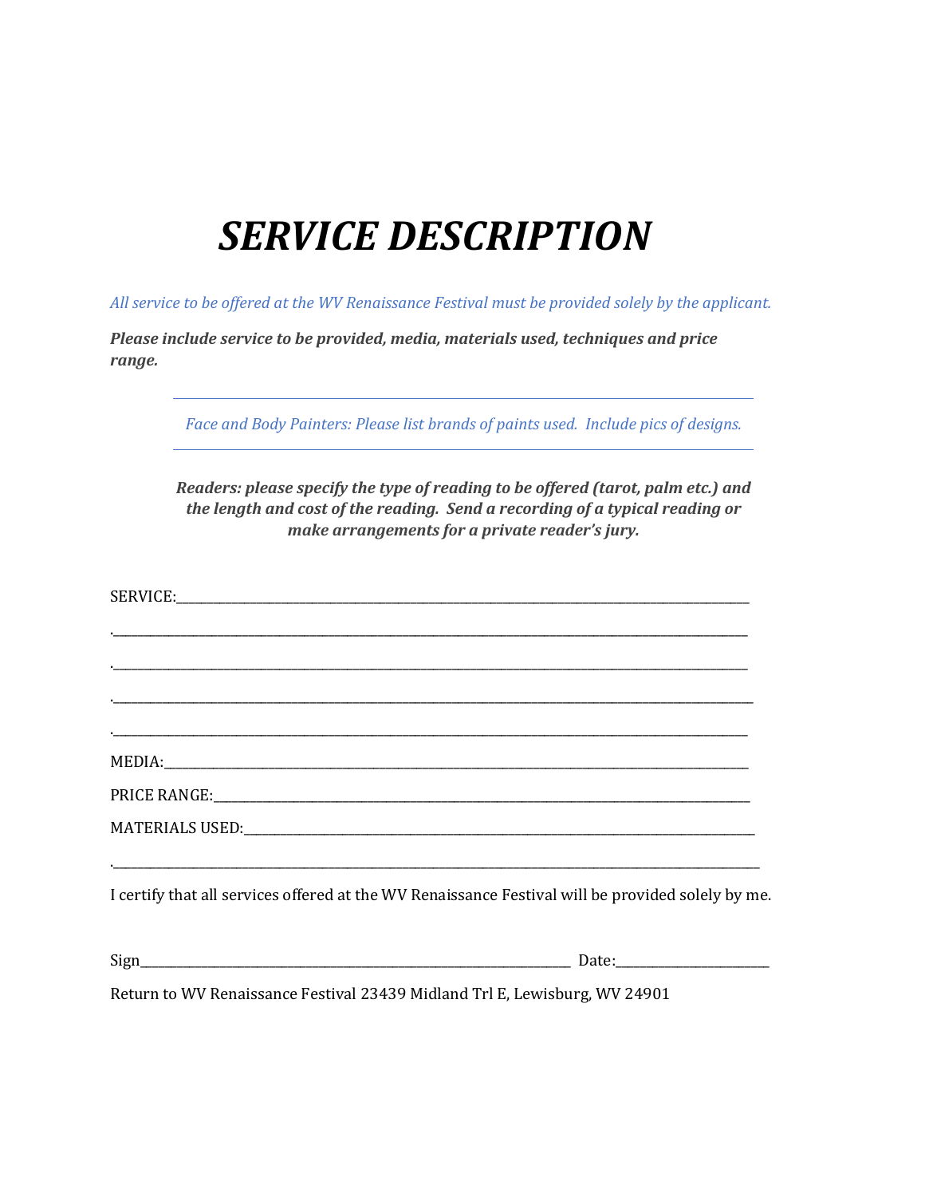# *SERVICE DESCRIPTION*

*All service to be offered at the WV Renaissance Festival must be provided solely by the applicant.*

***Please include service to be provided, media, materials used, techniques and price range.***

---

*Face and Body Painters: Please list brands of paints used. Include pics of designs.*

---

***Readers: please specify the type of reading to be offered (tarot, palm etc.) and the length and cost of the reading. Send a recording of a typical reading or make arrangements for a private reader's jury.***

SERVICE:_______________________________________________________________________________

.________________________________________________________________________________________

.________________________________________________________________________________________

.________________________________________________________________________________________

.________________________________________________________________________________________

MEDIA:_________________________________________________________________________________

PRICE RANGE:___________________________________________________________________________

MATERIALS USED:________________________________________________________________________

.________________________________________________________________________________________

I certify that all services offered at the WV Renaissance Festival will be provided solely by me.

Sign_______________________________________________________ Date:___________________

Return to WV Renaissance Festival 23439 Midland Trl E, Lewisburg, WV 24901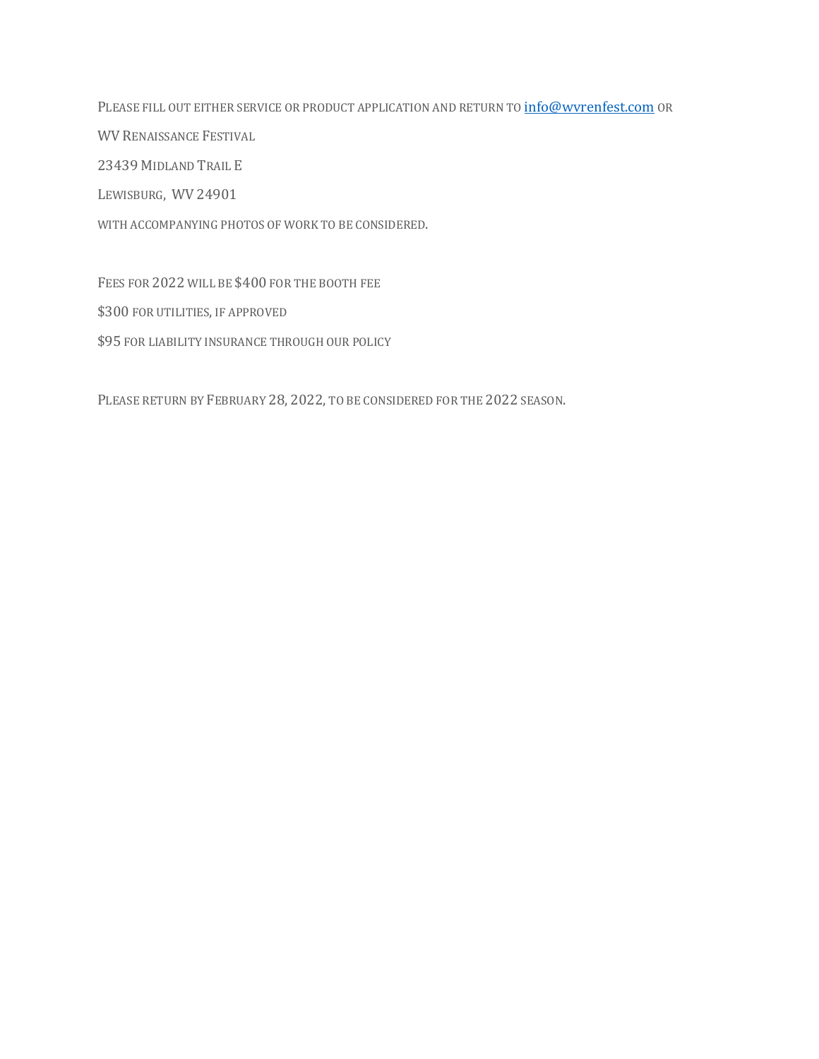Please fill out either service or product application and return to info@wvrenfest.com or

WV Renaissance Festival

23439 Midland Trail E

Lewisburg, WV 24901

with accompanying photos of work to be considered.

Fees for 2022 will be $400 for the booth fee

$300 for utilities, if approved

$95 for liability insurance through our policy

Please return by February 28, 2022, to be considered for the 2022 season.